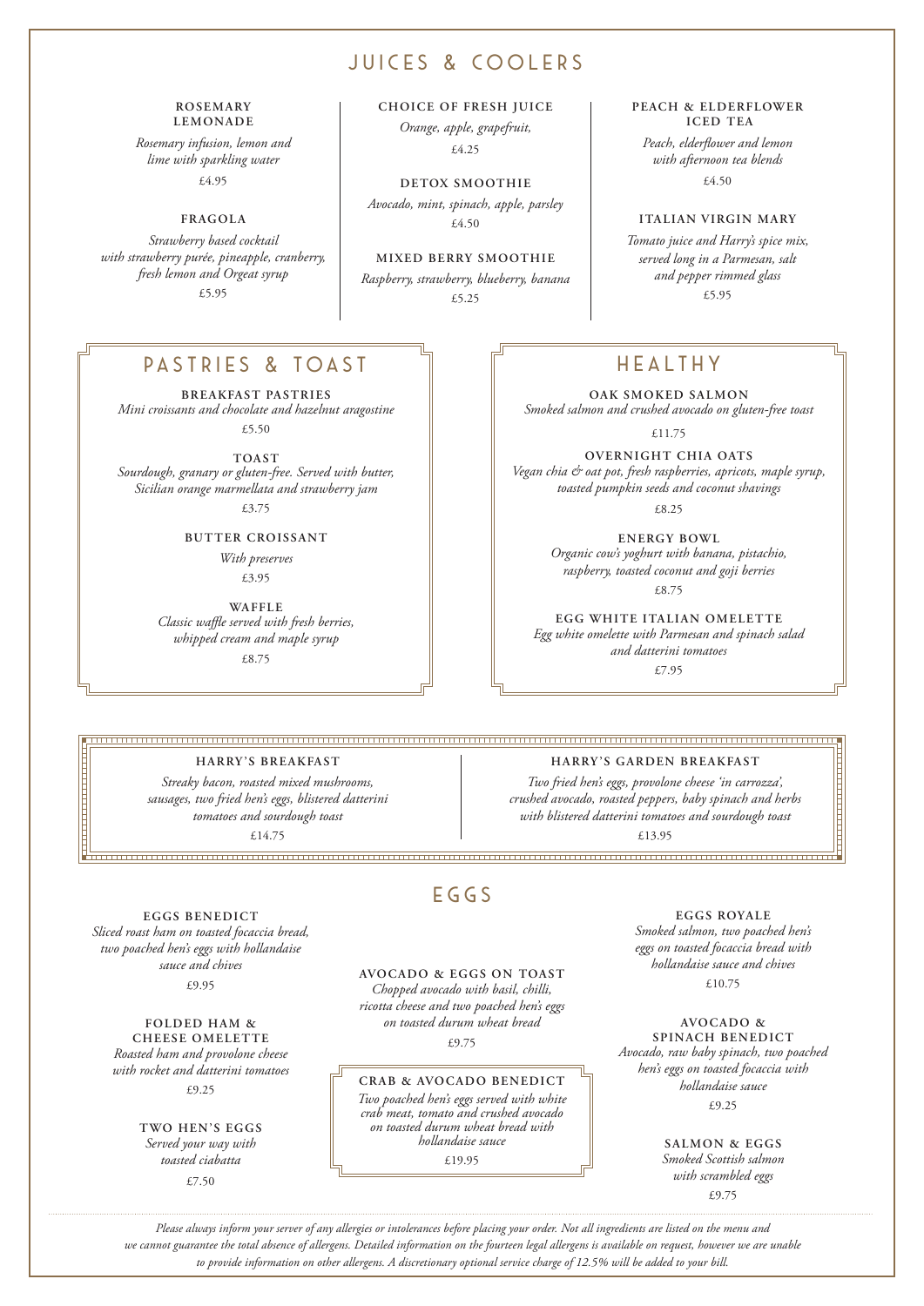# JUICES & COOLERS

**ROSEMARY LEMONADE**
*Rosemary infusion, lemon and lime with sparkling water*
£4.95

**FRAGOLA**
*Strawberry based cocktail with strawberry purée, pineapple, cranberry, fresh lemon and Orgeat syrup*
£5.95

**CHOICE OF FRESH JUICE**
*Orange, apple, grapefruit,*
£4.25

**DETOX SMOOTHIE**
*Avocado, mint, spinach, apple, parsley*
£4.50

**MIXED BERRY SMOOTHIE**
*Raspberry, strawberry, blueberry, banana*
£5.25

**PEACH & ELDERFLOWER ICED TEA**
*Peach, elderflower and lemon with afternoon tea blends*
£4.50

**ITALIAN VIRGIN MARY**
*Tomato juice and Harry's spice mix, served long in a Parmesan, salt and pepper rimmed glass*
£5.95

# PASTRIES & TOAST

**BREAKFAST PASTRIES**
*Mini croissants and chocolate and hazelnut aragostine*
£5.50

**TOAST**
*Sourdough, granary or gluten-free. Served with butter, Sicilian orange marmellata and strawberry jam*
£3.75

**BUTTER CROISSANT**
*With preserves*
£3.95

**WAFFLE**
*Classic waffle served with fresh berries, whipped cream and maple syrup*
£8.75

# HEALTHY

**OAK SMOKED SALMON**
*Smoked salmon and crushed avocado on gluten-free toast*
£11.75

**OVERNIGHT CHIA OATS**
*Vegan chia & oat pot, fresh raspberries, apricots, maple syrup, toasted pumpkin seeds and coconut shavings*
£8.25

**ENERGY BOWL**
*Organic cow's yoghurt with banana, pistachio, raspberry, toasted coconut and goji berries*
£8.75

**EGG WHITE ITALIAN OMELETTE**
*Egg white omelette with Parmesan and spinach salad and datterini tomatoes*
£7.95

**HARRY'S BREAKFAST**
*Streaky bacon, roasted mixed mushrooms, sausages, two fried hen's eggs, blistered datterini tomatoes and sourdough toast*
£14.75

**HARRY'S GARDEN BREAKFAST**
*Two fried hen's eggs, provolone cheese 'in carrozza', crushed avocado, roasted peppers, baby spinach and herbs with blistered datterini tomatoes and sourdough toast*
£13.95

# EGGS

**EGGS BENEDICT**
*Sliced roast ham on toasted focaccia bread, two poached hen's eggs with hollandaise sauce and chives*
£9.95

**FOLDED HAM & CHEESE OMELETTE**
*Roasted ham and provolone cheese with rocket and datterini tomatoes*
£9.25

**TWO HEN'S EGGS**
*Served your way with toasted ciabatta*
£7.50

**AVOCADO & EGGS ON TOAST**
*Chopped avocado with basil, chilli, ricotta cheese and two poached hen's eggs on toasted durum wheat bread*
£9.75

**CRAB & AVOCADO BENEDICT**
*Two poached hen's eggs served with white crab meat, tomato and crushed avocado on toasted durum wheat bread with hollandaise sauce*
£19.95

**EGGS ROYALE**
*Smoked salmon, two poached hen's eggs on toasted focaccia bread with hollandaise sauce and chives*
£10.75

**AVOCADO & SPINACH BENEDICT**
*Avocado, raw baby spinach, two poached hen's eggs on toasted focaccia with hollandaise sauce*
£9.25

**SALMON & EGGS**
*Smoked Scottish salmon with scrambled eggs*
£9.75

*Please always inform your server of any allergies or intolerances before placing your order. Not all ingredients are listed on the menu and we cannot guarantee the total absence of allergens. Detailed information on the fourteen legal allergens is available on request, however we are unable to provide information on other allergens. A discretionary optional service charge of 12.5% will be added to your bill.*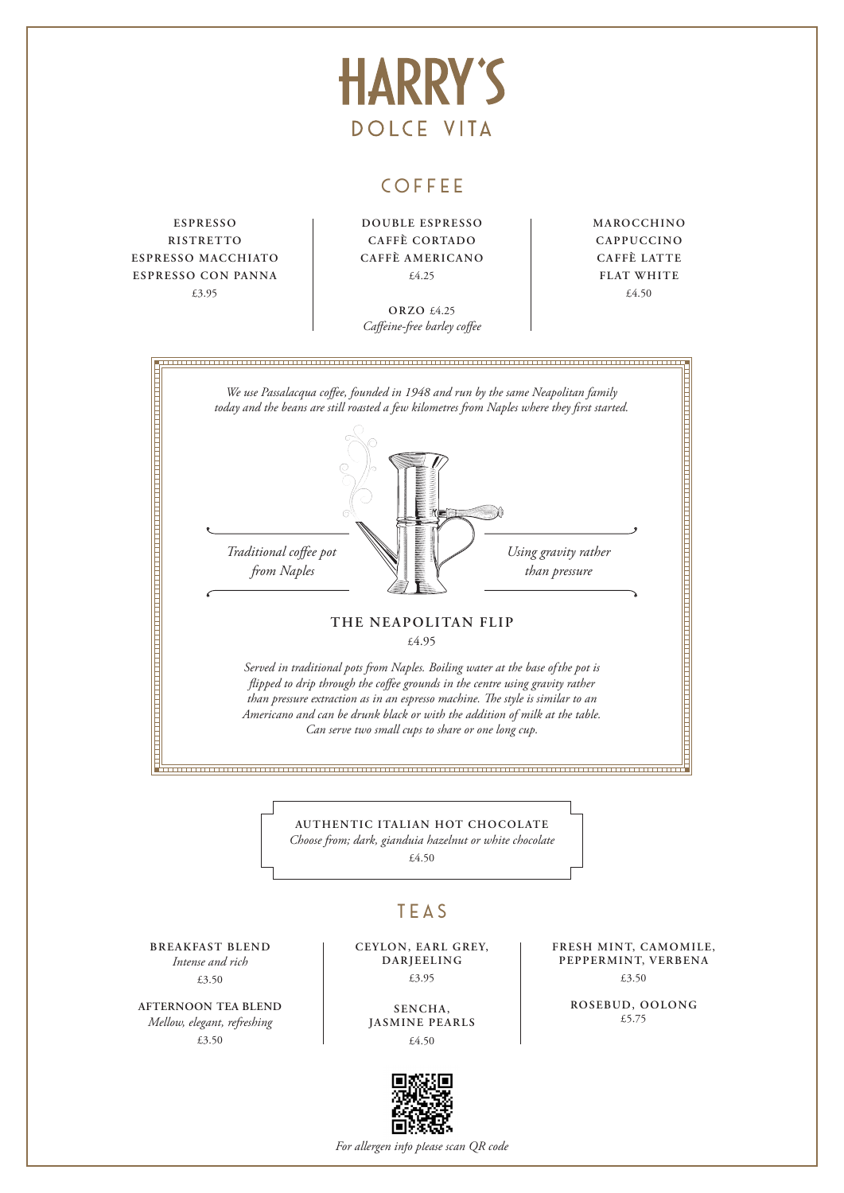# HARRY'S

DOLCE VITA

## COFFEE

**ESPRESSO**
**RISTRETTO**
**ESPRESSO MACCHIATO**
**ESPRESSO CON PANNA**
£3.95

**DOUBLE ESPRESSO**
**CAFFÈ CORTADO**
**CAFFÈ AMERICANO**
£4.25

**ORZO** £4.25
*Caffeine-free barley coffee*

**MAROCCHINO**
**CAPPUCCINO**
**CAFFÈ LATTE**
**FLAT WHITE**
£4.50

*We use Passalacqua coffee, founded in 1948 and run by the same Neapolitan family today and the beans are still roasted a few kilometres from Naples where they first started.*

*Traditional coffee pot from Naples*

*Using gravity rather than pressure*

### THE NEAPOLITAN FLIP

£4.95

*Served in traditional pots from Naples. Boiling water at the base of the pot is flipped to drip through the coffee grounds in the centre using gravity rather than pressure extraction as in an espresso machine. The style is similar to an Americano and can be drunk black or with the addition of milk at the table. Can serve two small cups to share or one long cup.*

**AUTHENTIC ITALIAN HOT CHOCOLATE**
*Choose from; dark, gianduia hazelnut or white chocolate*
£4.50

## TEAS

**BREAKFAST BLEND**
*Intense and rich*
£3.50

**AFTERNOON TEA BLEND**
*Mellow, elegant, refreshing*
£3.50

**CEYLON, EARL GREY, DARJEELING**
£3.95

**SENCHA, JASMINE PEARLS**
£4.50

**FRESH MINT, CAMOMILE, PEPPERMINT, VERBENA**
£3.50

**ROSEBUD, OOLONG**
£5.75

*For allergen info please scan QR code*